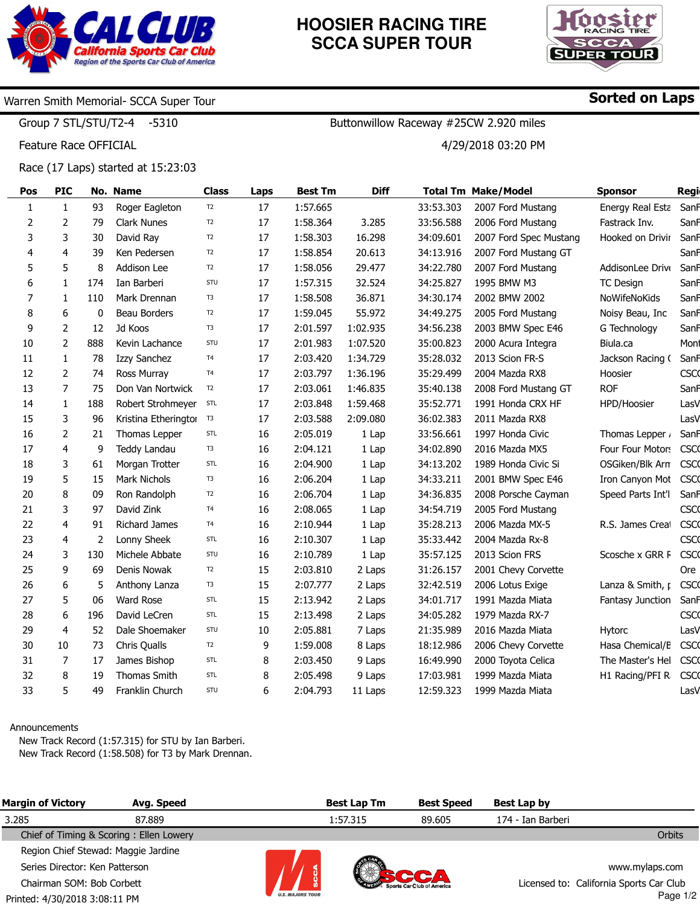# HOOSIER RACING TIRE SCCA SUPER TOUR

Warren Smith Memorial- SCCA Super Tour — **Sorted on Laps**

Group 7 STL/STU/T2-4 -5310 — Buttonwillow Raceway #25CW 2.920 miles

Feature Race OFFICIAL — 4/29/2018 03:20 PM

Race (17 Laps) started at 15:23:03

| Pos | PIC | No. | Name | Class | Laps | Best Tm | Diff | Total Tm | Make/Model | Sponsor | Regi |
|---|---|---|---|---|---|---|---|---|---|---|---|
| 1 | 1 | 93 | Roger Eagleton | T2 | 17 | 1:57.665 | | 33:53.303 | 2007 Ford Mustang | Energy Real Esta | SanF |
| 2 | 2 | 79 | Clark Nunes | T2 | 17 | 1:58.364 | 3.285 | 33:56.588 | 2006 Ford Mustang | Fastrack Inv. | SanF |
| 3 | 3 | 30 | David Ray | T2 | 17 | 1:58.303 | 16.298 | 34:09.601 | 2007 Ford Spec Mustang | Hooked on Drivir | SanF |
| 4 | 4 | 39 | Ken Pedersen | T2 | 17 | 1:58.854 | 20.613 | 34:13.916 | 2007 Ford Mustang GT | | SanF |
| 5 | 5 | 8 | Addison Lee | T2 | 17 | 1:58.056 | 29.477 | 34:22.780 | 2007 Ford Mustang | AddisonLee Drive | SanF |
| 6 | 1 | 174 | Ian Barberi | STU | 17 | 1:57.315 | 32.524 | 34:25.827 | 1995 BMW M3 | TC Design | SanF |
| 7 | 1 | 110 | Mark Drennan | T3 | 17 | 1:58.508 | 36.871 | 34:30.174 | 2002 BMW 2002 | NoWifeNoKids | SanF |
| 8 | 6 | 0 | Beau Borders | T2 | 17 | 1:59.045 | 55.972 | 34:49.275 | 2005 Ford Mustang | Noisy Beau, Inc | SanF |
| 9 | 2 | 12 | Jd Koos | T3 | 17 | 2:01.597 | 1:02.935 | 34:56.238 | 2003 BMW Spec E46 | G Technology | SanF |
| 10 | 2 | 888 | Kevin Lachance | STU | 17 | 2:01.983 | 1:07.520 | 35:00.823 | 2000 Acura Integra | Biula.ca | Mont |
| 11 | 1 | 78 | Izzy Sanchez | T4 | 17 | 2:03.420 | 1:34.729 | 35:28.032 | 2013 Scion FR-S | Jackson Racing ( | SanF |
| 12 | 2 | 74 | Ross Murray | T4 | 17 | 2:03.797 | 1:36.196 | 35:29.499 | 2004 Mazda RX8 | Hoosier | CSCC |
| 13 | 7 | 75 | Don Van Nortwick | T2 | 17 | 2:03.061 | 1:46.835 | 35:40.138 | 2008 Ford Mustang GT | ROF | SanF |
| 14 | 1 | 188 | Robert Strohmeyer | STL | 17 | 2:03.848 | 1:59.468 | 35:52.771 | 1991 Honda CRX HF | HPD/Hoosier | LasV |
| 15 | 3 | 96 | Kristina Etheringtor | T3 | 17 | 2:03.588 | 2:09.080 | 36:02.383 | 2011 Mazda RX8 | | LasV |
| 16 | 2 | 21 | Thomas Lepper | STL | 16 | 2:05.019 | 1 Lap | 33:56.661 | 1997 Honda Civic | Thomas Lepper / | SanF |
| 17 | 4 | 9 | Teddy Landau | T3 | 16 | 2:04.121 | 1 Lap | 34:02.890 | 2016 Mazda MX5 | Four Four Motors | CSCC |
| 18 | 3 | 61 | Morgan Trotter | STL | 16 | 2:04.900 | 1 Lap | 34:13.202 | 1989 Honda Civic Si | OSGiken/Blk Arm | CSCC |
| 19 | 5 | 15 | Mark Nichols | T3 | 16 | 2:06.204 | 1 Lap | 34:33.211 | 2001 BMW Spec E46 | Iron Canyon Mot | CSCC |
| 20 | 8 | 09 | Ron Randolph | T2 | 16 | 2:06.704 | 1 Lap | 34:36.835 | 2008 Porsche Cayman | Speed Parts Int'l | SanF |
| 21 | 3 | 97 | David Zink | T4 | 16 | 2:08.065 | 1 Lap | 34:54.719 | 2005 Ford Mustang | | CSCC |
| 22 | 4 | 91 | Richard James | T4 | 16 | 2:10.944 | 1 Lap | 35:28.213 | 2006 Mazda MX-5 | R.S. James Creat | CSCC |
| 23 | 4 | 2 | Lonny Sheek | STL | 16 | 2:10.307 | 1 Lap | 35:33.442 | 2004 Mazda Rx-8 | | CSCC |
| 24 | 3 | 130 | Michele Abbate | STU | 16 | 2:10.789 | 1 Lap | 35:57.125 | 2013 Scion FRS | Scosche x GRR F | CSCC |
| 25 | 9 | 69 | Denis Nowak | T2 | 15 | 2:03.810 | 2 Laps | 31:26.157 | 2001 Chevy Corvette | | Ore |
| 26 | 6 | 5 | Anthony Lanza | T3 | 15 | 2:07.777 | 2 Laps | 32:42.519 | 2006 Lotus Exige | Lanza & Smith, p | CSCC |
| 27 | 5 | 06 | Ward Rose | STL | 15 | 2:13.942 | 2 Laps | 34:01.717 | 1991 Mazda Miata | Fantasy Junction | SanF |
| 28 | 6 | 196 | David LeCren | STL | 15 | 2:13.498 | 2 Laps | 34:05.282 | 1979 Mazda RX-7 | | CSCC |
| 29 | 4 | 52 | Dale Shoemaker | STU | 10 | 2:05.881 | 7 Laps | 21:35.989 | 2016 Mazda Miata | Hytorc | LasV |
| 30 | 10 | 73 | Chris Qualls | T2 | 9 | 1:59.008 | 8 Laps | 18:12.986 | 2006 Chevy Corvette | Hasa Chemical/E | CSCC |
| 31 | 7 | 17 | James Bishop | STL | 8 | 2:03.450 | 9 Laps | 16:49.990 | 2000 Toyota Celica | The Master's Hel | CSCC |
| 32 | 8 | 19 | Thomas Smith | STL | 8 | 2:05.498 | 9 Laps | 17:03.981 | 1999 Mazda Miata | H1 Racing/PFI R | CSCC |
| 33 | 5 | 49 | Franklin Church | STU | 6 | 2:04.793 | 11 Laps | 12:59.323 | 1999 Mazda Miata | | LasV |

Announcements
New Track Record (1:57.315) for STU by Ian Barberi.
New Track Record (1:58.508) for T3 by Mark Drennan.

| Margin of Victory | Avg. Speed | Best Lap Tm | Best Speed | Best Lap by |
|---|---|---|---|---|
| 3.285 | 87.889 | 1:57.315 | 89.605 | 174 - Ian Barberi |

Chief of Timing & Scoring : Ellen Lowery — Orbits
Region Chief Stewad: Maggie Jardine
Series Director: Ken Patterson
Chairman SOM: Bob Corbett

www.mylaps.com
Licensed to: California Sports Car Club

Printed: 4/30/2018 3:08:11 PM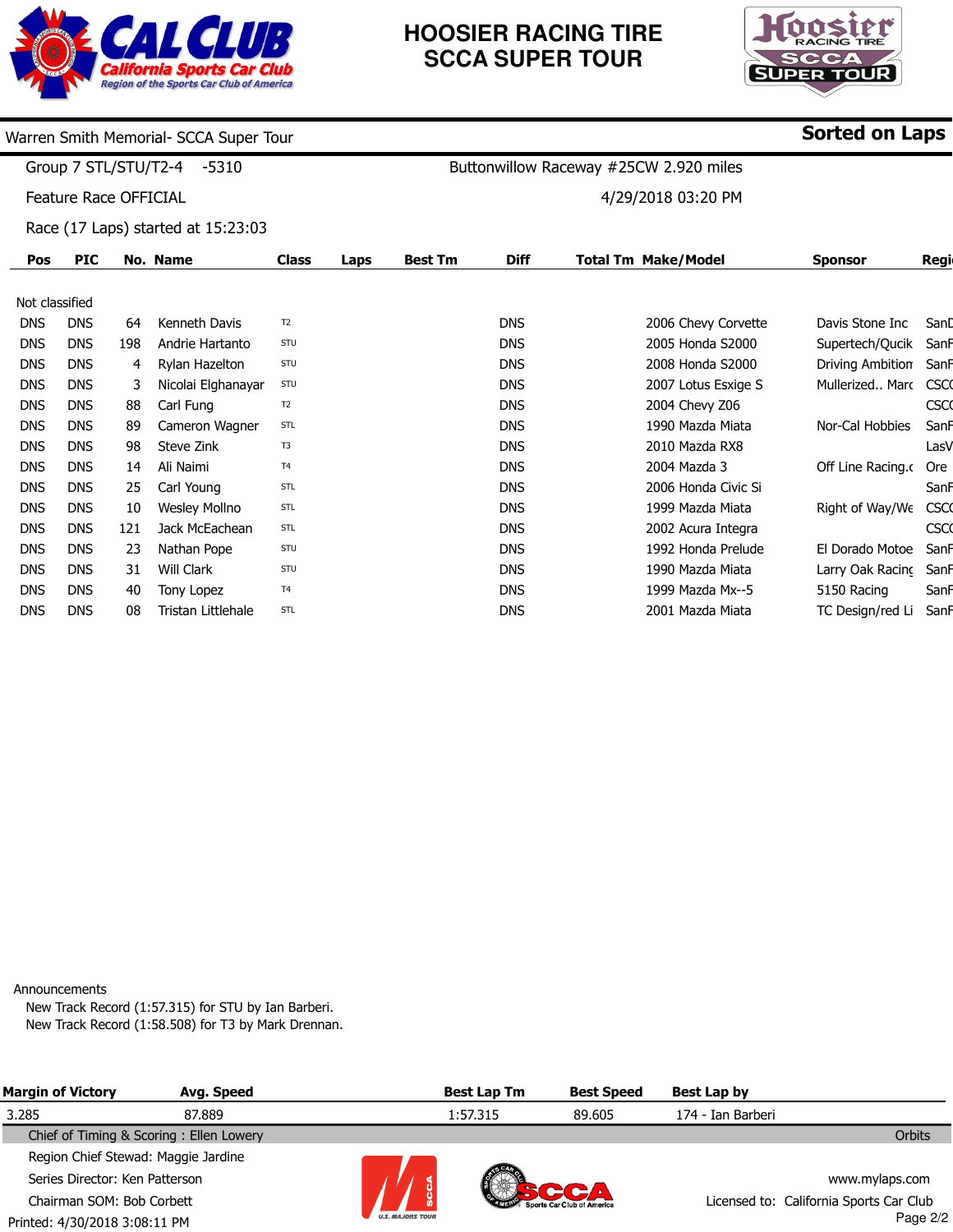# HOOSIER RACING TIRE SCCA SUPER TOUR

Warren Smith Memorial- SCCA Super Tour

**Sorted on Laps**

Group 7 STL/STU/T2-4 -5310

Buttonwillow Raceway #25CW 2.920 miles

Feature Race OFFICIAL

4/29/2018 03:20 PM

Race (17 Laps) started at 15:23:03

| Pos | PIC | No. | Name | Class | Laps | Best Tm | Diff | Total Tm | Make/Model | Sponsor | Regi |
|---|---|---|---|---|---|---|---|---|---|---|---|
| Not classified | | | | | | | | | | | |
| DNS | DNS | 64 | Kenneth Davis | T2 | | | DNS | | 2006 Chevy Corvette | Davis Stone Inc | SanD |
| DNS | DNS | 198 | Andrie Hartanto | STU | | | DNS | | 2005 Honda S2000 | Supertech/Qucik | SanF |
| DNS | DNS | 4 | Rylan Hazelton | STU | | | DNS | | 2008 Honda S2000 | Driving Ambition | SanF |
| DNS | DNS | 3 | Nicolai Elghanayar | STU | | | DNS | | 2007 Lotus Esxige S | Mullerized.. Marc | CSCC |
| DNS | DNS | 88 | Carl Fung | T2 | | | DNS | | 2004 Chevy Z06 | | CSCC |
| DNS | DNS | 89 | Cameron Wagner | STL | | | DNS | | 1990 Mazda Miata | Nor-Cal Hobbies | SanF |
| DNS | DNS | 98 | Steve Zink | T3 | | | DNS | | 2010 Mazda RX8 | | LasV |
| DNS | DNS | 14 | Ali Naimi | T4 | | | DNS | | 2004 Mazda 3 | Off Line Racing.c | Ore |
| DNS | DNS | 25 | Carl Young | STL | | | DNS | | 2006 Honda Civic Si | | SanF |
| DNS | DNS | 10 | Wesley Mollno | STL | | | DNS | | 1999 Mazda Miata | Right of Way/We | CSCC |
| DNS | DNS | 121 | Jack McEachean | STL | | | DNS | | 2002 Acura Integra | | CSCC |
| DNS | DNS | 23 | Nathan Pope | STU | | | DNS | | 1992 Honda Prelude | El Dorado Motoe | SanF |
| DNS | DNS | 31 | Will Clark | STU | | | DNS | | 1990 Mazda Miata | Larry Oak Racing | SanF |
| DNS | DNS | 40 | Tony Lopez | T4 | | | DNS | | 1999 Mazda Mx--5 | 5150 Racing | SanF |
| DNS | DNS | 08 | Tristan Littlehale | STL | | | DNS | | 2001 Mazda Miata | TC Design/red Li | SanF |

Announcements

New Track Record (1:57.315) for STU by Ian Barberi.
New Track Record (1:58.508) for T3 by Mark Drennan.

| Margin of Victory | Avg. Speed | Best Lap Tm | Best Speed | Best Lap by |
|---|---|---|---|---|
| 3.285 | 87.889 | 1:57.315 | 89.605 | 174 - Ian Barberi |

Chief of Timing & Scoring : Ellen Lowery

Orbits

Region Chief Stewad: Maggie Jardine

Series Director: Ken Patterson

Chairman SOM: Bob Corbett

www.mylaps.com

Licensed to: California Sports Car Club

Printed: 4/30/2018 3:08:11 PM